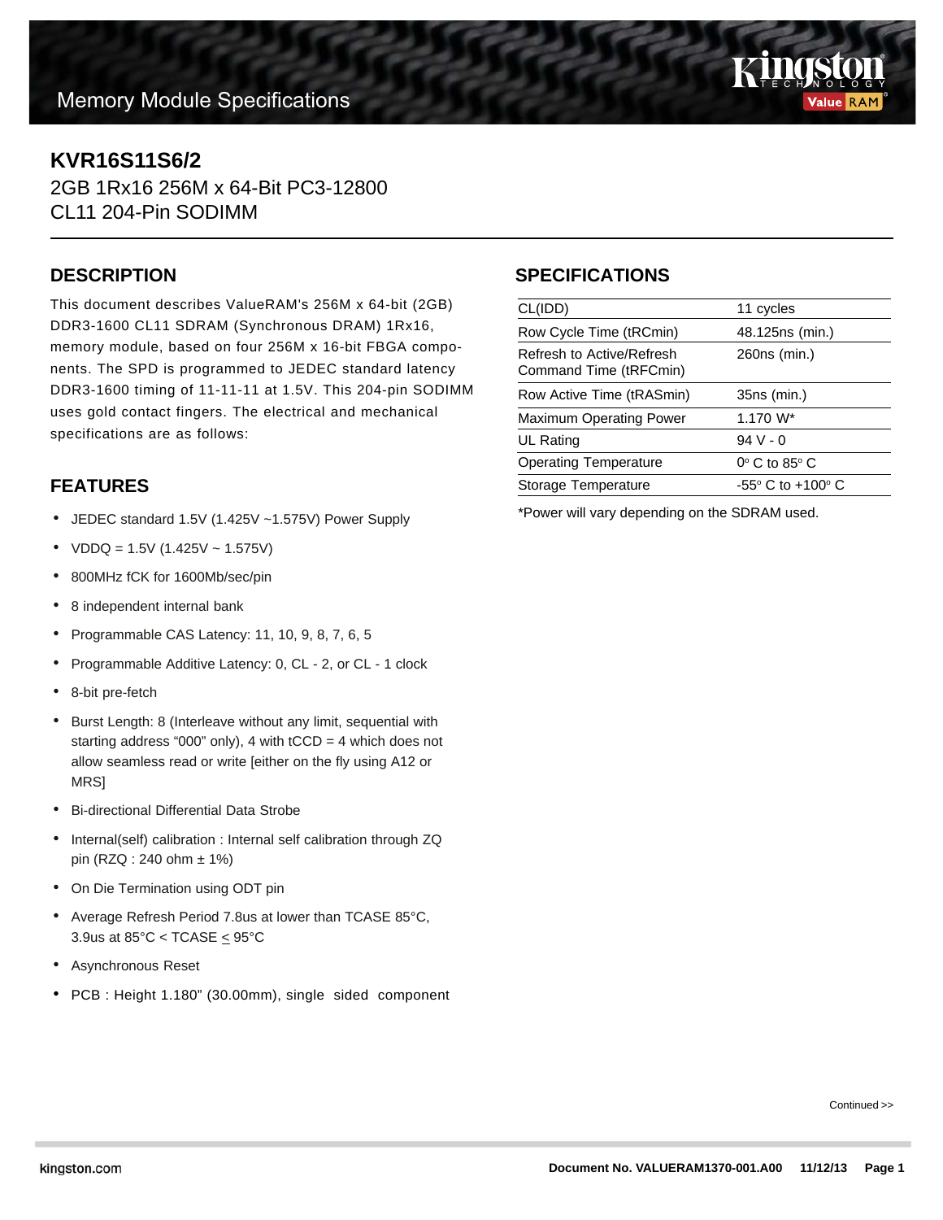Memory Module Specifications

# KVR16S11S6/2

2GB 1Rx16 256M x 64-Bit PC3-12800
CL11 204-Pin SODIMM

## DESCRIPTION

This document describes ValueRAM's 256M x 64-bit (2GB) DDR3-1600 CL11 SDRAM (Synchronous DRAM) 1Rx16, memory module, based on four 256M x 16-bit FBGA components. The SPD is programmed to JEDEC standard latency DDR3-1600 timing of 11-11-11 at 1.5V. This 204-pin SODIMM uses gold contact fingers. The electrical and mechanical specifications are as follows:

## FEATURES

- JEDEC standard 1.5V (1.425V ~1.575V) Power Supply
- VDDQ = 1.5V (1.425V ~ 1.575V)
- 800MHz fCK for 1600Mb/sec/pin
- 8 independent internal bank
- Programmable CAS Latency: 11, 10, 9, 8, 7, 6, 5
- Programmable Additive Latency: 0, CL - 2, or CL - 1 clock
- 8-bit pre-fetch
- Burst Length: 8 (Interleave without any limit, sequential with starting address "000" only), 4 with tCCD = 4 which does not allow seamless read or write [either on the fly using A12 or MRS]
- Bi-directional Differential Data Strobe
- Internal(self) calibration : Internal self calibration through ZQ pin (RZQ : 240 ohm ± 1%)
- On Die Termination using ODT pin
- Average Refresh Period 7.8us at lower than TCASE 85°C, 3.9us at 85°C < TCASE ≤ 95°C
- Asynchronous Reset
- PCB : Height 1.180" (30.00mm), single sided component

## SPECIFICATIONS

| | |
|---|---|
| CL(IDD) | 11 cycles |
| Row Cycle Time (tRCmin) | 48.125ns (min.) |
| Refresh to Active/Refresh Command Time (tRFCmin) | 260ns (min.) |
| Row Active Time (tRASmin) | 35ns (min.) |
| Maximum Operating Power | 1.170 W* |
| UL Rating | 94 V - 0 |
| Operating Temperature | $0^{o}$ C to $85^{o}$ C |
| Storage Temperature | $-55^{o}$ C to $+100^{o}$ C |

*Power will vary depending on the SDRAM used.

Continued >>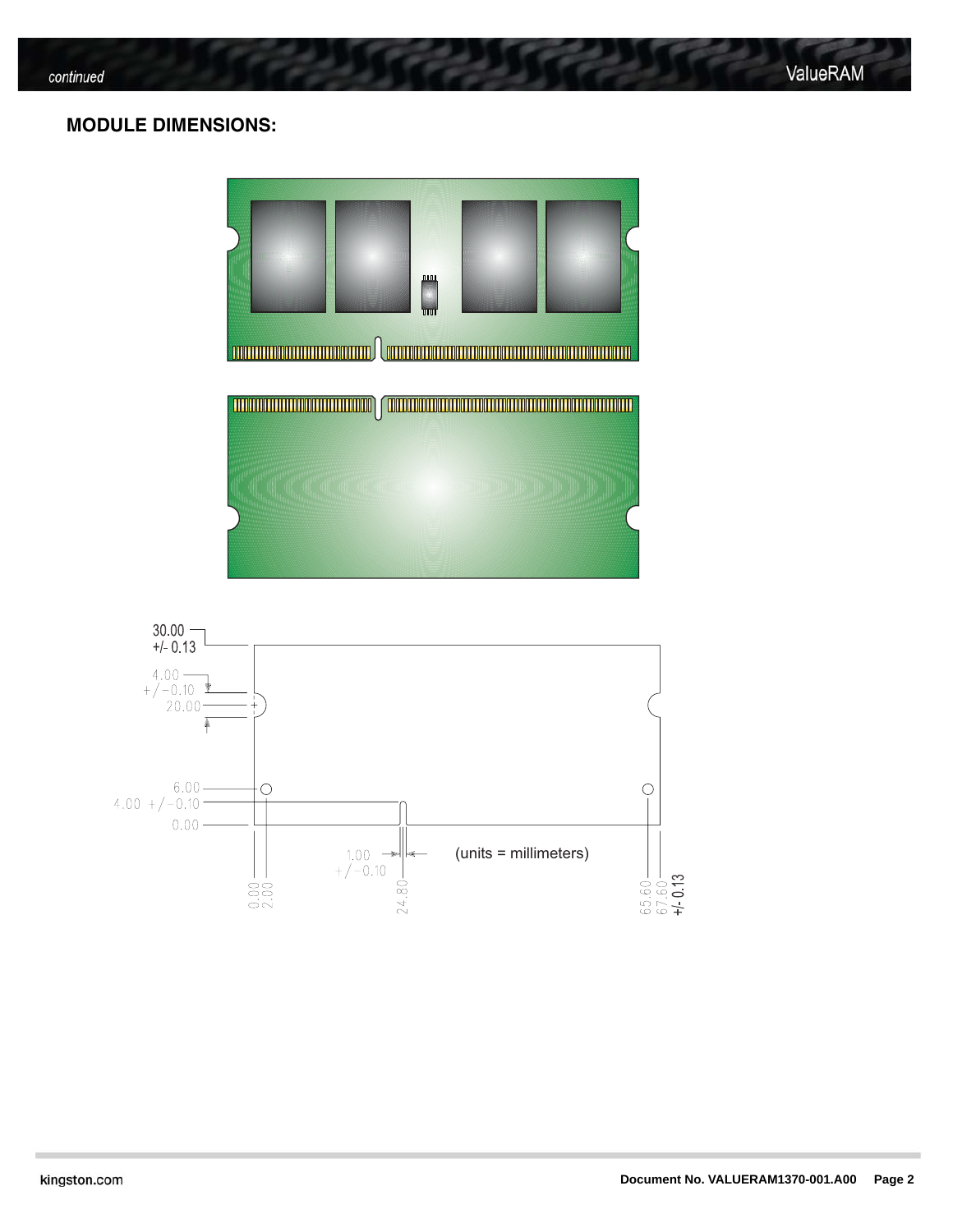## MODULE DIMENSIONS:

30.00
+/- 0.13

4.00
+/-0.10
20.00

6.00
4.00 +/-0.10
0.00

1.00
+/-0.10

(units = millimeters)

0.00
2.00

24.80

65.60
67.60
+/- 0.13